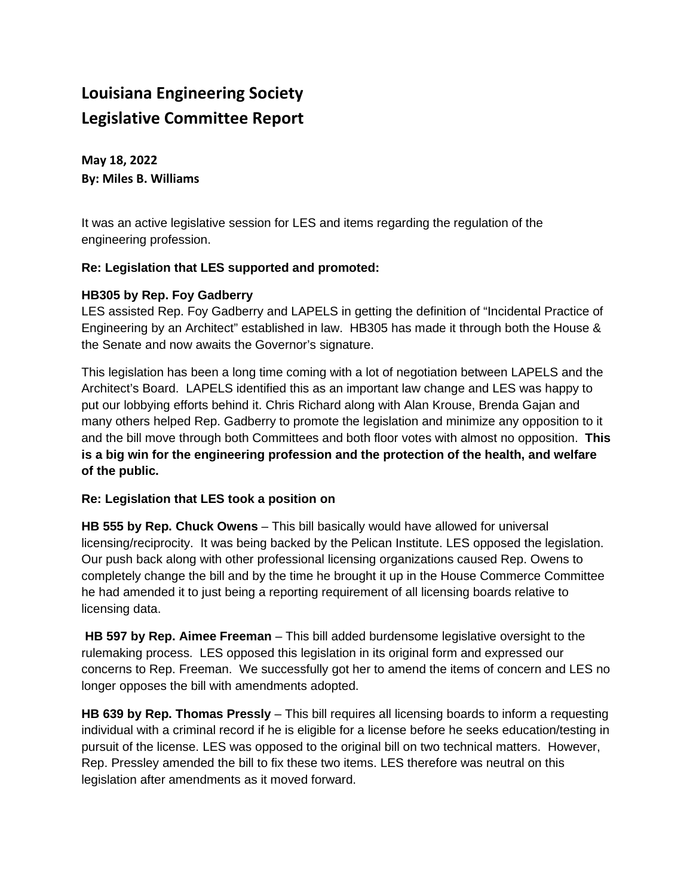# Louisiana Engineering Society
# Legislative Committee Report

**May 18, 2022**
**By: Miles B. Williams**

It was an active legislative session for LES and items regarding the regulation of the engineering profession.

**Re: Legislation that LES supported and promoted:**

**HB305 by Rep. Foy Gadberry**
LES assisted Rep. Foy Gadberry and LAPELS in getting the definition of "Incidental Practice of Engineering by an Architect" established in law. HB305 has made it through both the House & the Senate and now awaits the Governor's signature.

This legislation has been a long time coming with a lot of negotiation between LAPELS and the Architect's Board. LAPELS identified this as an important law change and LES was happy to put our lobbying efforts behind it. Chris Richard along with Alan Krouse, Brenda Gajan and many others helped Rep. Gadberry to promote the legislation and minimize any opposition to it and the bill move through both Committees and both floor votes with almost no opposition. **This is a big win for the engineering profession and the protection of the health, and welfare of the public.**

**Re: Legislation that LES took a position on**

**HB 555 by Rep. Chuck Owens** – This bill basically would have allowed for universal licensing/reciprocity. It was being backed by the Pelican Institute. LES opposed the legislation. Our push back along with other professional licensing organizations caused Rep. Owens to completely change the bill and by the time he brought it up in the House Commerce Committee he had amended it to just being a reporting requirement of all licensing boards relative to licensing data.

**HB 597 by Rep. Aimee Freeman** – This bill added burdensome legislative oversight to the rulemaking process. LES opposed this legislation in its original form and expressed our concerns to Rep. Freeman. We successfully got her to amend the items of concern and LES no longer opposes the bill with amendments adopted.

**HB 639 by Rep. Thomas Pressly** – This bill requires all licensing boards to inform a requesting individual with a criminal record if he is eligible for a license before he seeks education/testing in pursuit of the license. LES was opposed to the original bill on two technical matters. However, Rep. Pressley amended the bill to fix these two items. LES therefore was neutral on this legislation after amendments as it moved forward.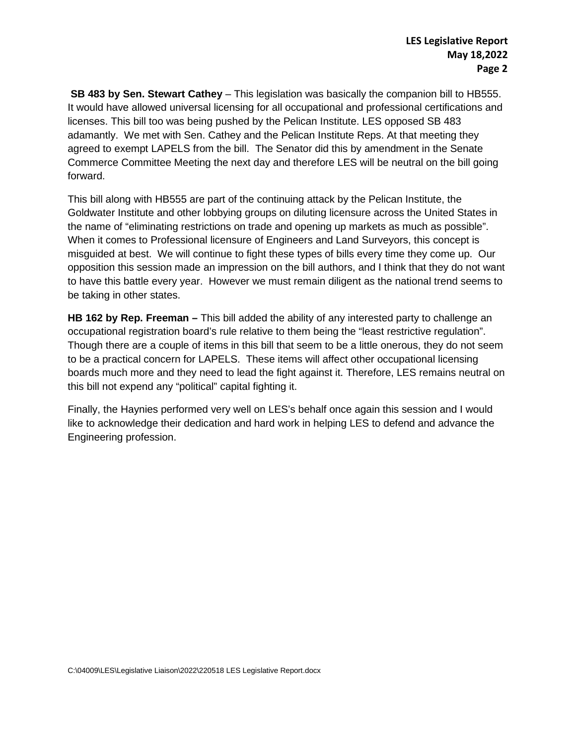**SB 483 by Sen. Stewart Cathey** – This legislation was basically the companion bill to HB555. It would have allowed universal licensing for all occupational and professional certifications and licenses. This bill too was being pushed by the Pelican Institute. LES opposed SB 483 adamantly. We met with Sen. Cathey and the Pelican Institute Reps. At that meeting they agreed to exempt LAPELS from the bill. The Senator did this by amendment in the Senate Commerce Committee Meeting the next day and therefore LES will be neutral on the bill going forward.

This bill along with HB555 are part of the continuing attack by the Pelican Institute, the Goldwater Institute and other lobbying groups on diluting licensure across the United States in the name of "eliminating restrictions on trade and opening up markets as much as possible". When it comes to Professional licensure of Engineers and Land Surveyors, this concept is misguided at best. We will continue to fight these types of bills every time they come up. Our opposition this session made an impression on the bill authors, and I think that they do not want to have this battle every year. However we must remain diligent as the national trend seems to be taking in other states.

**HB 162 by Rep. Freeman –** This bill added the ability of any interested party to challenge an occupational registration board's rule relative to them being the "least restrictive regulation". Though there are a couple of items in this bill that seem to be a little onerous, they do not seem to be a practical concern for LAPELS. These items will affect other occupational licensing boards much more and they need to lead the fight against it. Therefore, LES remains neutral on this bill not expend any "political" capital fighting it.

Finally, the Haynies performed very well on LES's behalf once again this session and I would like to acknowledge their dedication and hard work in helping LES to defend and advance the Engineering profession.